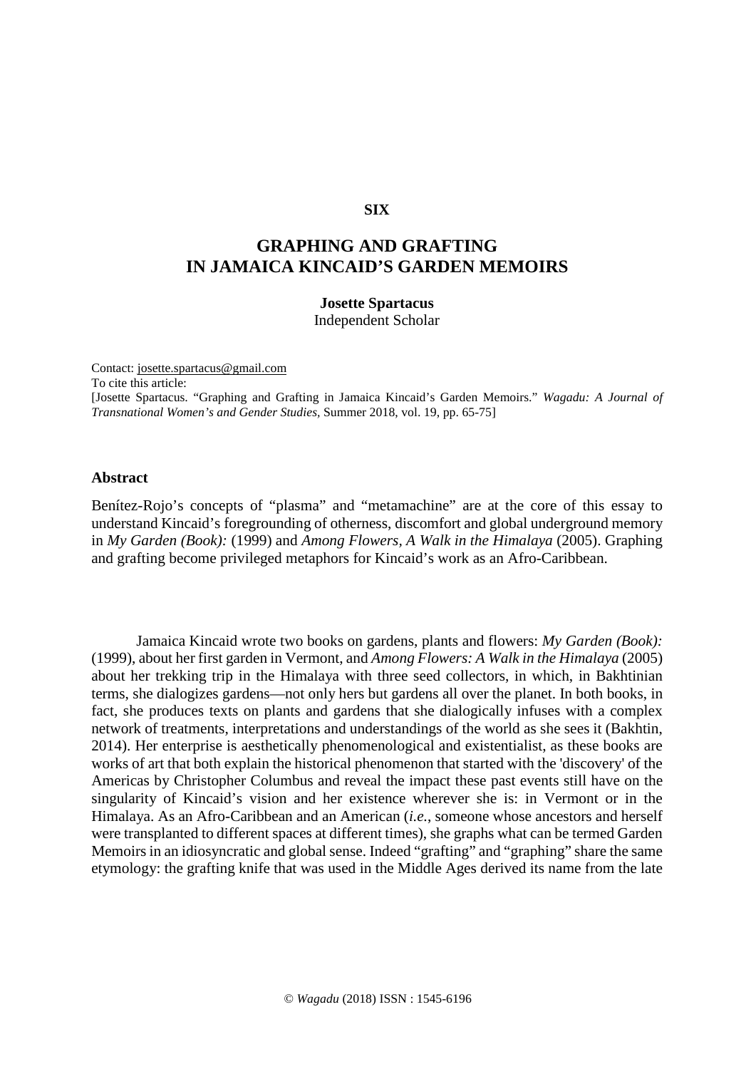**SIX**

# GRAPHING AND GRAFTING IN JAMAICA KINCAID'S GARDEN MEMOIRS

**Josette Spartacus**
Independent Scholar

Contact: josette.spartacus@gmail.com
To cite this article:
[Josette Spartacus. "Graphing and Grafting in Jamaica Kincaid's Garden Memoirs." *Wagadu: A Journal of Transnational Women's and Gender Studies*, Summer 2018, vol. 19, pp. 65-75]

## Abstract

Benítez-Rojo's concepts of "plasma" and "metamachine" are at the core of this essay to understand Kincaid's foregrounding of otherness, discomfort and global underground memory in *My Garden (Book):* (1999) and *Among Flowers, A Walk in the Himalaya* (2005). Graphing and grafting become privileged metaphors for Kincaid's work as an Afro-Caribbean.

Jamaica Kincaid wrote two books on gardens, plants and flowers: *My Garden (Book):* (1999), about her first garden in Vermont, and *Among Flowers: A Walk in the Himalaya* (2005) about her trekking trip in the Himalaya with three seed collectors, in which, in Bakhtinian terms, she dialogizes gardens—not only hers but gardens all over the planet. In both books, in fact, she produces texts on plants and gardens that she dialogically infuses with a complex network of treatments, interpretations and understandings of the world as she sees it (Bakhtin, 2014). Her enterprise is aesthetically phenomenological and existentialist, as these books are works of art that both explain the historical phenomenon that started with the 'discovery' of the Americas by Christopher Columbus and reveal the impact these past events still have on the singularity of Kincaid's vision and her existence wherever she is: in Vermont or in the Himalaya. As an Afro-Caribbean and an American (*i.e.*, someone whose ancestors and herself were transplanted to different spaces at different times), she graphs what can be termed Garden Memoirs in an idiosyncratic and global sense. Indeed "grafting" and "graphing" share the same etymology: the grafting knife that was used in the Middle Ages derived its name from the late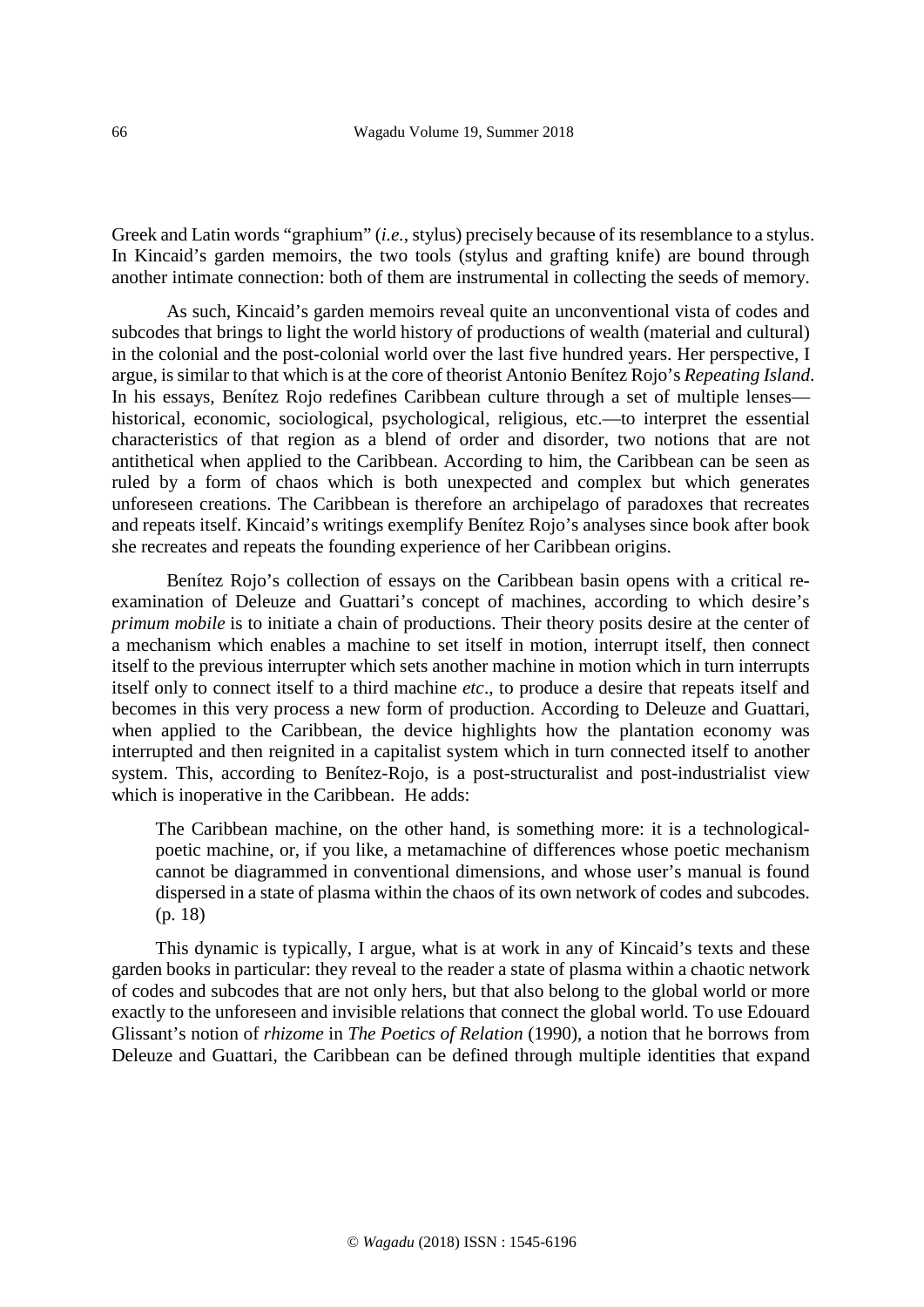Greek and Latin words "graphium" (*i.e.*, stylus) precisely because of its resemblance to a stylus. In Kincaid's garden memoirs, the two tools (stylus and grafting knife) are bound through another intimate connection: both of them are instrumental in collecting the seeds of memory.

As such, Kincaid's garden memoirs reveal quite an unconventional vista of codes and subcodes that brings to light the world history of productions of wealth (material and cultural) in the colonial and the post-colonial world over the last five hundred years. Her perspective, I argue, is similar to that which is at the core of theorist Antonio Benítez Rojo's *Repeating Island*. In his essays, Benítez Rojo redefines Caribbean culture through a set of multiple lenses—historical, economic, sociological, psychological, religious, etc.—to interpret the essential characteristics of that region as a blend of order and disorder, two notions that are not antithetical when applied to the Caribbean. According to him, the Caribbean can be seen as ruled by a form of chaos which is both unexpected and complex but which generates unforeseen creations. The Caribbean is therefore an archipelago of paradoxes that recreates and repeats itself. Kincaid's writings exemplify Benítez Rojo's analyses since book after book she recreates and repeats the founding experience of her Caribbean origins.

Benítez Rojo's collection of essays on the Caribbean basin opens with a critical re-examination of Deleuze and Guattari's concept of machines, according to which desire's *primum mobile* is to initiate a chain of productions. Their theory posits desire at the center of a mechanism which enables a machine to set itself in motion, interrupt itself, then connect itself to the previous interrupter which sets another machine in motion which in turn interrupts itself only to connect itself to a third machine *etc*., to produce a desire that repeats itself and becomes in this very process a new form of production. According to Deleuze and Guattari, when applied to the Caribbean, the device highlights how the plantation economy was interrupted and then reignited in a capitalist system which in turn connected itself to another system. This, according to Benítez-Rojo, is a post-structuralist and post-industrialist view which is inoperative in the Caribbean. He adds:

> The Caribbean machine, on the other hand, is something more: it is a technological-poetic machine, or, if you like, a metamachine of differences whose poetic mechanism cannot be diagrammed in conventional dimensions, and whose user's manual is found dispersed in a state of plasma within the chaos of its own network of codes and subcodes. (p. 18)

This dynamic is typically, I argue, what is at work in any of Kincaid's texts and these garden books in particular: they reveal to the reader a state of plasma within a chaotic network of codes and subcodes that are not only hers, but that also belong to the global world or more exactly to the unforeseen and invisible relations that connect the global world. To use Edouard Glissant's notion of *rhizome* in *The Poetics of Relation* (1990), a notion that he borrows from Deleuze and Guattari, the Caribbean can be defined through multiple identities that expand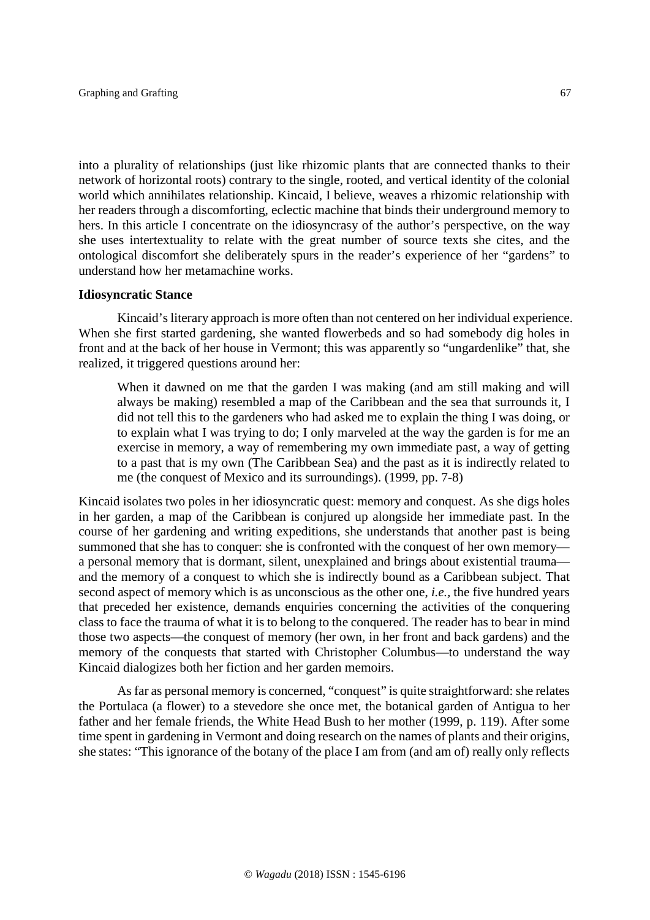into a plurality of relationships (just like rhizomic plants that are connected thanks to their network of horizontal roots) contrary to the single, rooted, and vertical identity of the colonial world which annihilates relationship. Kincaid, I believe, weaves a rhizomic relationship with her readers through a discomforting, eclectic machine that binds their underground memory to hers. In this article I concentrate on the idiosyncrasy of the author's perspective, on the way she uses intertextuality to relate with the great number of source texts she cites, and the ontological discomfort she deliberately spurs in the reader's experience of her "gardens" to understand how her metamachine works.

**Idiosyncratic Stance**

Kincaid's literary approach is more often than not centered on her individual experience. When she first started gardening, she wanted flowerbeds and so had somebody dig holes in front and at the back of her house in Vermont; this was apparently so "ungardenlike" that, she realized, it triggered questions around her:

> When it dawned on me that the garden I was making (and am still making and will always be making) resembled a map of the Caribbean and the sea that surrounds it, I did not tell this to the gardeners who had asked me to explain the thing I was doing, or to explain what I was trying to do; I only marveled at the way the garden is for me an exercise in memory, a way of remembering my own immediate past, a way of getting to a past that is my own (The Caribbean Sea) and the past as it is indirectly related to me (the conquest of Mexico and its surroundings). (1999, pp. 7-8)

Kincaid isolates two poles in her idiosyncratic quest: memory and conquest. As she digs holes in her garden, a map of the Caribbean is conjured up alongside her immediate past. In the course of her gardening and writing expeditions, she understands that another past is being summoned that she has to conquer: she is confronted with the conquest of her own memory—a personal memory that is dormant, silent, unexplained and brings about existential trauma—and the memory of a conquest to which she is indirectly bound as a Caribbean subject. That second aspect of memory which is as unconscious as the other one, *i.e.*, the five hundred years that preceded her existence, demands enquiries concerning the activities of the conquering class to face the trauma of what it is to belong to the conquered. The reader has to bear in mind those two aspects—the conquest of memory (her own, in her front and back gardens) and the memory of the conquests that started with Christopher Columbus—to understand the way Kincaid dialogizes both her fiction and her garden memoirs.

As far as personal memory is concerned, "conquest" is quite straightforward: she relates the Portulaca (a flower) to a stevedore she once met, the botanical garden of Antigua to her father and her female friends, the White Head Bush to her mother (1999, p. 119). After some time spent in gardening in Vermont and doing research on the names of plants and their origins, she states: "This ignorance of the botany of the place I am from (and am of) really only reflects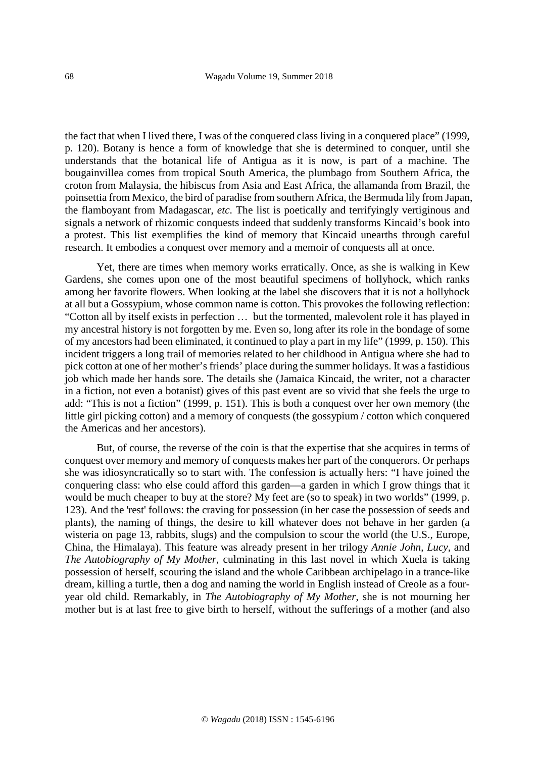the fact that when I lived there, I was of the conquered class living in a conquered place" (1999, p. 120). Botany is hence a form of knowledge that she is determined to conquer, until she understands that the botanical life of Antigua as it is now, is part of a machine. The bougainvillea comes from tropical South America, the plumbago from Southern Africa, the croton from Malaysia, the hibiscus from Asia and East Africa, the allamanda from Brazil, the poinsettia from Mexico, the bird of paradise from southern Africa, the Bermuda lily from Japan, the flamboyant from Madagascar, *etc*. The list is poetically and terrifyingly vertiginous and signals a network of rhizomic conquests indeed that suddenly transforms Kincaid's book into a protest. This list exemplifies the kind of memory that Kincaid unearths through careful research. It embodies a conquest over memory and a memoir of conquests all at once.

Yet, there are times when memory works erratically. Once, as she is walking in Kew Gardens, she comes upon one of the most beautiful specimens of hollyhock, which ranks among her favorite flowers. When looking at the label she discovers that it is not a hollyhock at all but a Gossypium, whose common name is cotton. This provokes the following reflection: "Cotton all by itself exists in perfection … but the tormented, malevolent role it has played in my ancestral history is not forgotten by me. Even so, long after its role in the bondage of some of my ancestors had been eliminated, it continued to play a part in my life" (1999, p. 150). This incident triggers a long trail of memories related to her childhood in Antigua where she had to pick cotton at one of her mother's friends' place during the summer holidays. It was a fastidious job which made her hands sore. The details she (Jamaica Kincaid, the writer, not a character in a fiction, not even a botanist) gives of this past event are so vivid that she feels the urge to add: "This is not a fiction" (1999, p. 151). This is both a conquest over her own memory (the little girl picking cotton) and a memory of conquests (the gossypium / cotton which conquered the Americas and her ancestors).

But, of course, the reverse of the coin is that the expertise that she acquires in terms of conquest over memory and memory of conquests makes her part of the conquerors. Or perhaps she was idiosyncratically so to start with. The confession is actually hers: "I have joined the conquering class: who else could afford this garden—a garden in which I grow things that it would be much cheaper to buy at the store? My feet are (so to speak) in two worlds" (1999, p. 123). And the 'rest' follows: the craving for possession (in her case the possession of seeds and plants), the naming of things, the desire to kill whatever does not behave in her garden (a wisteria on page 13, rabbits, slugs) and the compulsion to scour the world (the U.S., Europe, China, the Himalaya). This feature was already present in her trilogy *Annie John*, *Lucy*, and *The Autobiography of My Mother*, culminating in this last novel in which Xuela is taking possession of herself, scouring the island and the whole Caribbean archipelago in a trance-like dream, killing a turtle, then a dog and naming the world in English instead of Creole as a four-year old child. Remarkably, in *The Autobiography of My Mother*, she is not mourning her mother but is at last free to give birth to herself, without the sufferings of a mother (and also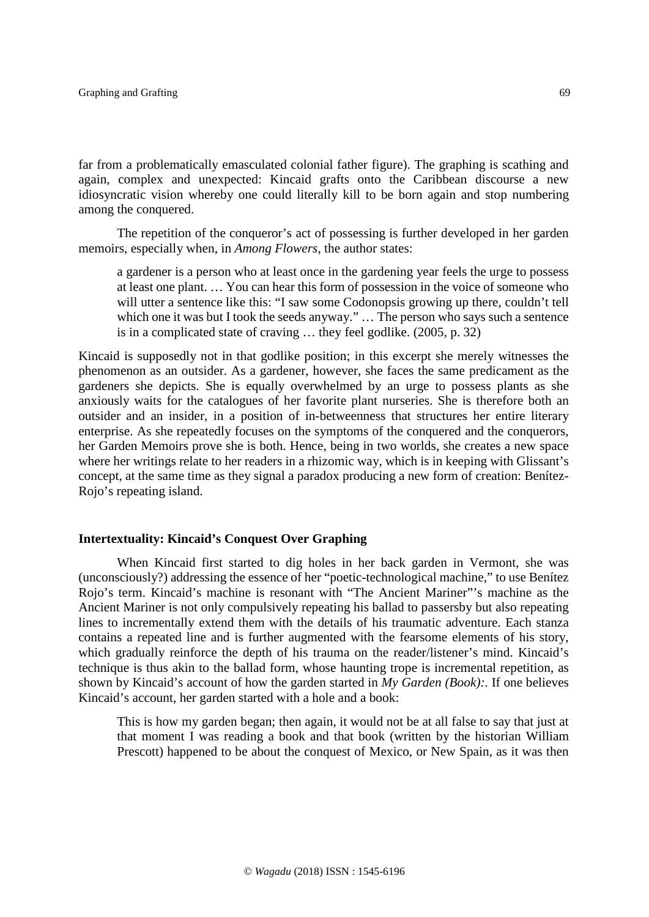far from a problematically emasculated colonial father figure). The graphing is scathing and again, complex and unexpected: Kincaid grafts onto the Caribbean discourse a new idiosyncratic vision whereby one could literally kill to be born again and stop numbering among the conquered.

The repetition of the conqueror's act of possessing is further developed in her garden memoirs, especially when, in *Among Flowers*, the author states:

> a gardener is a person who at least once in the gardening year feels the urge to possess at least one plant. … You can hear this form of possession in the voice of someone who will utter a sentence like this: "I saw some Codonopsis growing up there, couldn't tell which one it was but I took the seeds anyway." … The person who says such a sentence is in a complicated state of craving … they feel godlike. (2005, p. 32)

Kincaid is supposedly not in that godlike position; in this excerpt she merely witnesses the phenomenon as an outsider. As a gardener, however, she faces the same predicament as the gardeners she depicts. She is equally overwhelmed by an urge to possess plants as she anxiously waits for the catalogues of her favorite plant nurseries. She is therefore both an outsider and an insider, in a position of in-betweenness that structures her entire literary enterprise. As she repeatedly focuses on the symptoms of the conquered and the conquerors, her Garden Memoirs prove she is both. Hence, being in two worlds, she creates a new space where her writings relate to her readers in a rhizomic way, which is in keeping with Glissant's concept, at the same time as they signal a paradox producing a new form of creation: Benítez-Rojo's repeating island.

**Intertextuality: Kincaid's Conquest Over Graphing**

When Kincaid first started to dig holes in her back garden in Vermont, she was (unconsciously?) addressing the essence of her "poetic-technological machine," to use Benítez Rojo's term. Kincaid's machine is resonant with "The Ancient Mariner"'s machine as the Ancient Mariner is not only compulsively repeating his ballad to passersby but also repeating lines to incrementally extend them with the details of his traumatic adventure. Each stanza contains a repeated line and is further augmented with the fearsome elements of his story, which gradually reinforce the depth of his trauma on the reader/listener's mind. Kincaid's technique is thus akin to the ballad form, whose haunting trope is incremental repetition, as shown by Kincaid's account of how the garden started in *My Garden (Book):*. If one believes Kincaid's account, her garden started with a hole and a book:

> This is how my garden began; then again, it would not be at all false to say that just at that moment I was reading a book and that book (written by the historian William Prescott) happened to be about the conquest of Mexico, or New Spain, as it was then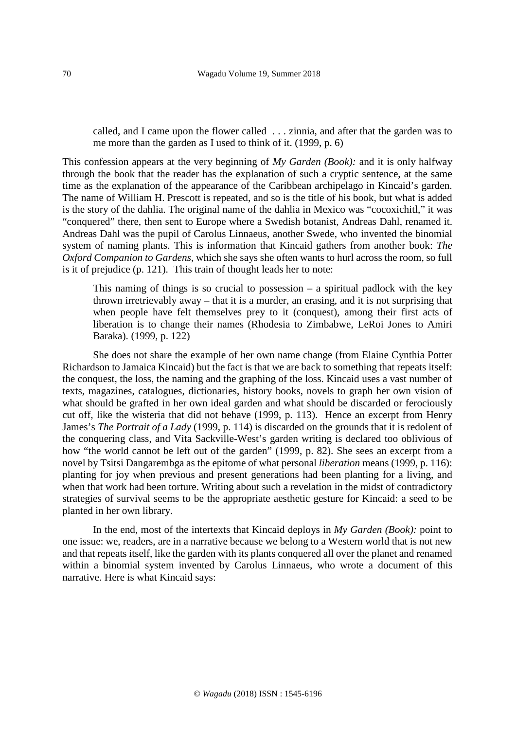> called, and I came upon the flower called . . . zinnia, and after that the garden was to me more than the garden as I used to think of it. (1999, p. 6)

This confession appears at the very beginning of *My Garden (Book):* and it is only halfway through the book that the reader has the explanation of such a cryptic sentence, at the same time as the explanation of the appearance of the Caribbean archipelago in Kincaid's garden. The name of William H. Prescott is repeated, and so is the title of his book, but what is added is the story of the dahlia. The original name of the dahlia in Mexico was "cocoxichitl," it was "conquered" there, then sent to Europe where a Swedish botanist, Andreas Dahl, renamed it. Andreas Dahl was the pupil of Carolus Linnaeus, another Swede, who invented the binomial system of naming plants. This is information that Kincaid gathers from another book: *The Oxford Companion to Gardens*, which she says she often wants to hurl across the room, so full is it of prejudice (p. 121). This train of thought leads her to note:

> This naming of things is so crucial to possession – a spiritual padlock with the key thrown irretrievably away – that it is a murder, an erasing, and it is not surprising that when people have felt themselves prey to it (conquest), among their first acts of liberation is to change their names (Rhodesia to Zimbabwe, LeRoi Jones to Amiri Baraka). (1999, p. 122)

She does not share the example of her own name change (from Elaine Cynthia Potter Richardson to Jamaica Kincaid) but the fact is that we are back to something that repeats itself: the conquest, the loss, the naming and the graphing of the loss. Kincaid uses a vast number of texts, magazines, catalogues, dictionaries, history books, novels to graph her own vision of what should be grafted in her own ideal garden and what should be discarded or ferociously cut off, like the wisteria that did not behave (1999, p. 113). Hence an excerpt from Henry James's *The Portrait of a Lady* (1999, p. 114) is discarded on the grounds that it is redolent of the conquering class, and Vita Sackville-West's garden writing is declared too oblivious of how "the world cannot be left out of the garden" (1999, p. 82). She sees an excerpt from a novel by Tsitsi Dangarembga as the epitome of what personal *liberation* means (1999, p. 116): planting for joy when previous and present generations had been planting for a living, and when that work had been torture. Writing about such a revelation in the midst of contradictory strategies of survival seems to be the appropriate aesthetic gesture for Kincaid: a seed to be planted in her own library.

In the end, most of the intertexts that Kincaid deploys in *My Garden (Book):* point to one issue: we, readers, are in a narrative because we belong to a Western world that is not new and that repeats itself, like the garden with its plants conquered all over the planet and renamed within a binomial system invented by Carolus Linnaeus, who wrote a document of this narrative. Here is what Kincaid says: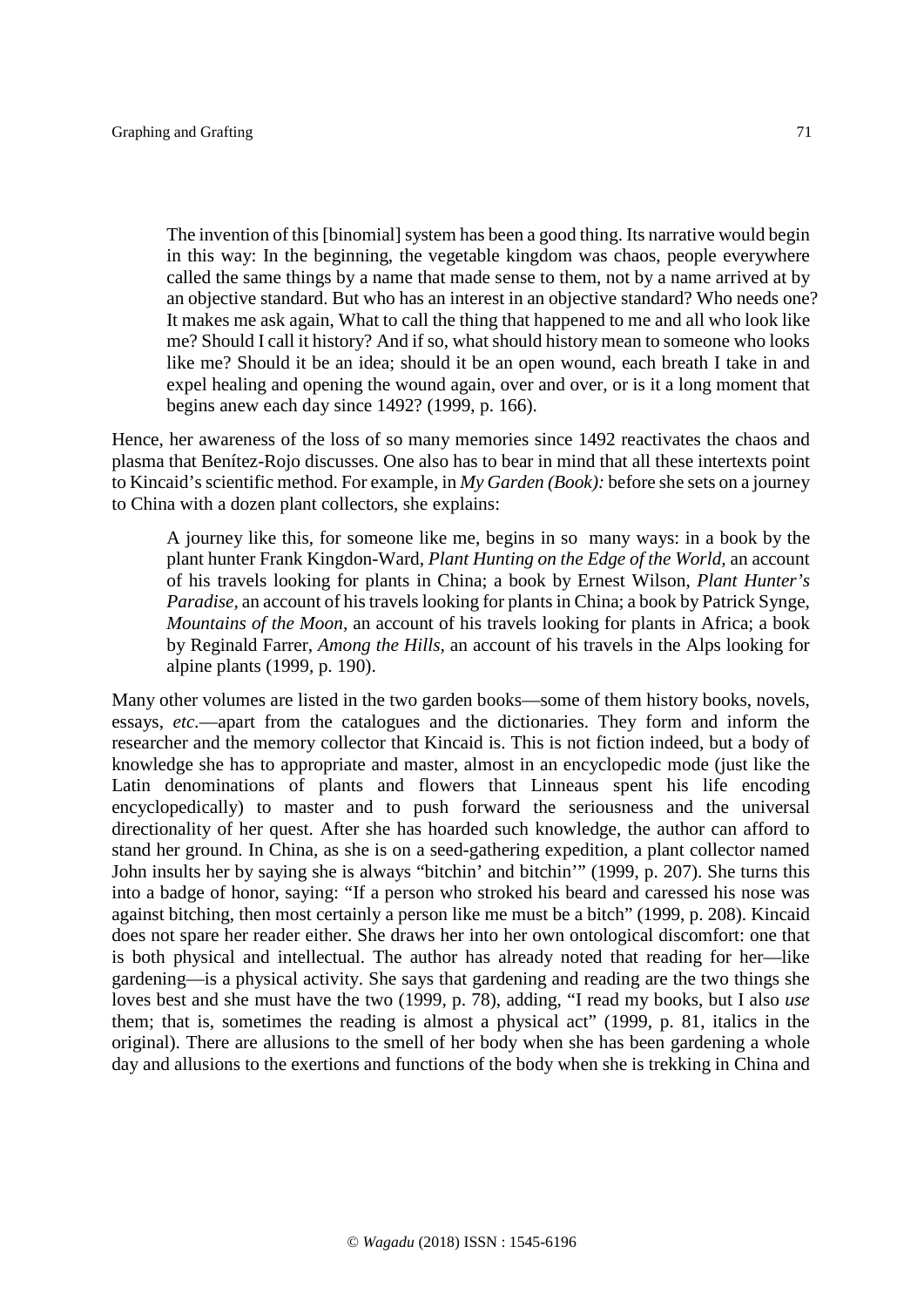> The invention of this [binomial] system has been a good thing. Its narrative would begin in this way: In the beginning, the vegetable kingdom was chaos, people everywhere called the same things by a name that made sense to them, not by a name arrived at by an objective standard. But who has an interest in an objective standard? Who needs one? It makes me ask again, What to call the thing that happened to me and all who look like me? Should I call it history? And if so, what should history mean to someone who looks like me? Should it be an idea; should it be an open wound, each breath I take in and expel healing and opening the wound again, over and over, or is it a long moment that begins anew each day since 1492? (1999, p. 166).

Hence, her awareness of the loss of so many memories since 1492 reactivates the chaos and plasma that Benítez-Rojo discusses. One also has to bear in mind that all these intertexts point to Kincaid's scientific method. For example, in *My Garden (Book):* before she sets on a journey to China with a dozen plant collectors, she explains:

> A journey like this, for someone like me, begins in so many ways: in a book by the plant hunter Frank Kingdon-Ward, *Plant Hunting on the Edge of the World*, an account of his travels looking for plants in China; a book by Ernest Wilson, *Plant Hunter's Paradise*, an account of his travels looking for plants in China; a book by Patrick Synge, *Mountains of the Moon*, an account of his travels looking for plants in Africa; a book by Reginald Farrer, *Among the Hills*, an account of his travels in the Alps looking for alpine plants (1999, p. 190).

Many other volumes are listed in the two garden books—some of them history books, novels, essays, *etc.*—apart from the catalogues and the dictionaries. They form and inform the researcher and the memory collector that Kincaid is. This is not fiction indeed, but a body of knowledge she has to appropriate and master, almost in an encyclopedic mode (just like the Latin denominations of plants and flowers that Linneaus spent his life encoding encyclopedically) to master and to push forward the seriousness and the universal directionality of her quest. After she has hoarded such knowledge, the author can afford to stand her ground. In China, as she is on a seed-gathering expedition, a plant collector named John insults her by saying she is always "bitchin' and bitchin'" (1999, p. 207). She turns this into a badge of honor, saying: "If a person who stroked his beard and caressed his nose was against bitching, then most certainly a person like me must be a bitch" (1999, p. 208). Kincaid does not spare her reader either. She draws her into her own ontological discomfort: one that is both physical and intellectual. The author has already noted that reading for her—like gardening—is a physical activity. She says that gardening and reading are the two things she loves best and she must have the two (1999, p. 78), adding, "I read my books, but I also *use* them; that is, sometimes the reading is almost a physical act" (1999, p. 81, italics in the original). There are allusions to the smell of her body when she has been gardening a whole day and allusions to the exertions and functions of the body when she is trekking in China and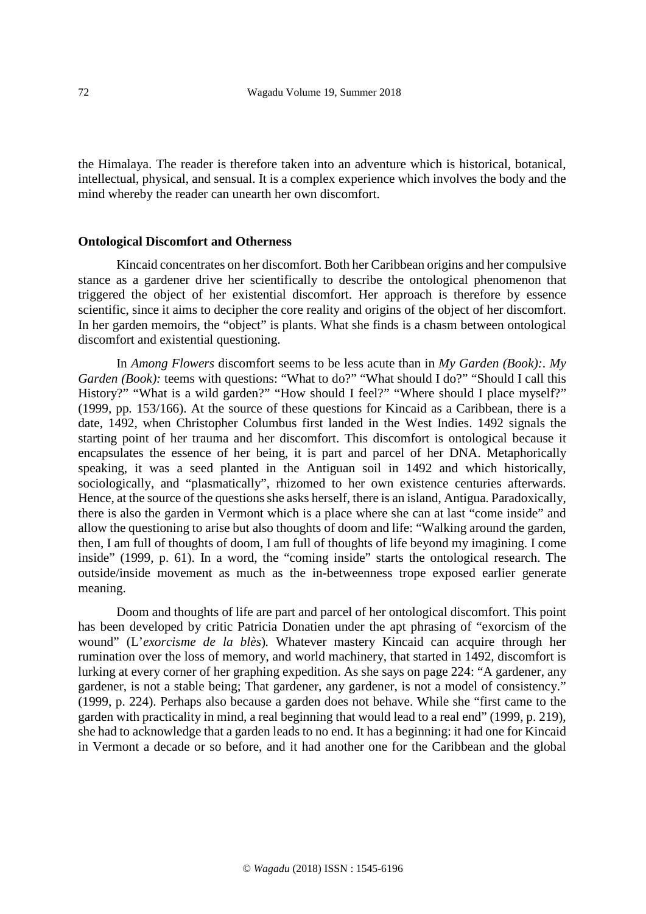the Himalaya. The reader is therefore taken into an adventure which is historical, botanical, intellectual, physical, and sensual. It is a complex experience which involves the body and the mind whereby the reader can unearth her own discomfort.

### Ontological Discomfort and Otherness

Kincaid concentrates on her discomfort. Both her Caribbean origins and her compulsive stance as a gardener drive her scientifically to describe the ontological phenomenon that triggered the object of her existential discomfort. Her approach is therefore by essence scientific, since it aims to decipher the core reality and origins of the object of her discomfort. In her garden memoirs, the "object" is plants. What she finds is a chasm between ontological discomfort and existential questioning.

In *Among Flowers* discomfort seems to be less acute than in *My Garden (Book):*. *My Garden (Book):* teems with questions: "What to do?" "What should I do?" "Should I call this History?" "What is a wild garden?" "How should I feel?" "Where should I place myself?" (1999, pp. 153/166). At the source of these questions for Kincaid as a Caribbean, there is a date, 1492, when Christopher Columbus first landed in the West Indies. 1492 signals the starting point of her trauma and her discomfort. This discomfort is ontological because it encapsulates the essence of her being, it is part and parcel of her DNA. Metaphorically speaking, it was a seed planted in the Antiguan soil in 1492 and which historically, sociologically, and "plasmatically", rhizomed to her own existence centuries afterwards. Hence, at the source of the questions she asks herself, there is an island, Antigua. Paradoxically, there is also the garden in Vermont which is a place where she can at last "come inside" and allow the questioning to arise but also thoughts of doom and life: "Walking around the garden, then, I am full of thoughts of doom, I am full of thoughts of life beyond my imagining. I come inside" (1999, p. 61). In a word, the "coming inside" starts the ontological research. The outside/inside movement as much as the in-betweenness trope exposed earlier generate meaning.

Doom and thoughts of life are part and parcel of her ontological discomfort. This point has been developed by critic Patricia Donatien under the apt phrasing of "exorcism of the wound" (L'*exorcisme de la blès*). Whatever mastery Kincaid can acquire through her rumination over the loss of memory, and world machinery, that started in 1492, discomfort is lurking at every corner of her graphing expedition. As she says on page 224: "A gardener, any gardener, is not a stable being; That gardener, any gardener, is not a model of consistency." (1999, p. 224). Perhaps also because a garden does not behave. While she "first came to the garden with practicality in mind, a real beginning that would lead to a real end" (1999, p. 219), she had to acknowledge that a garden leads to no end. It has a beginning: it had one for Kincaid in Vermont a decade or so before, and it had another one for the Caribbean and the global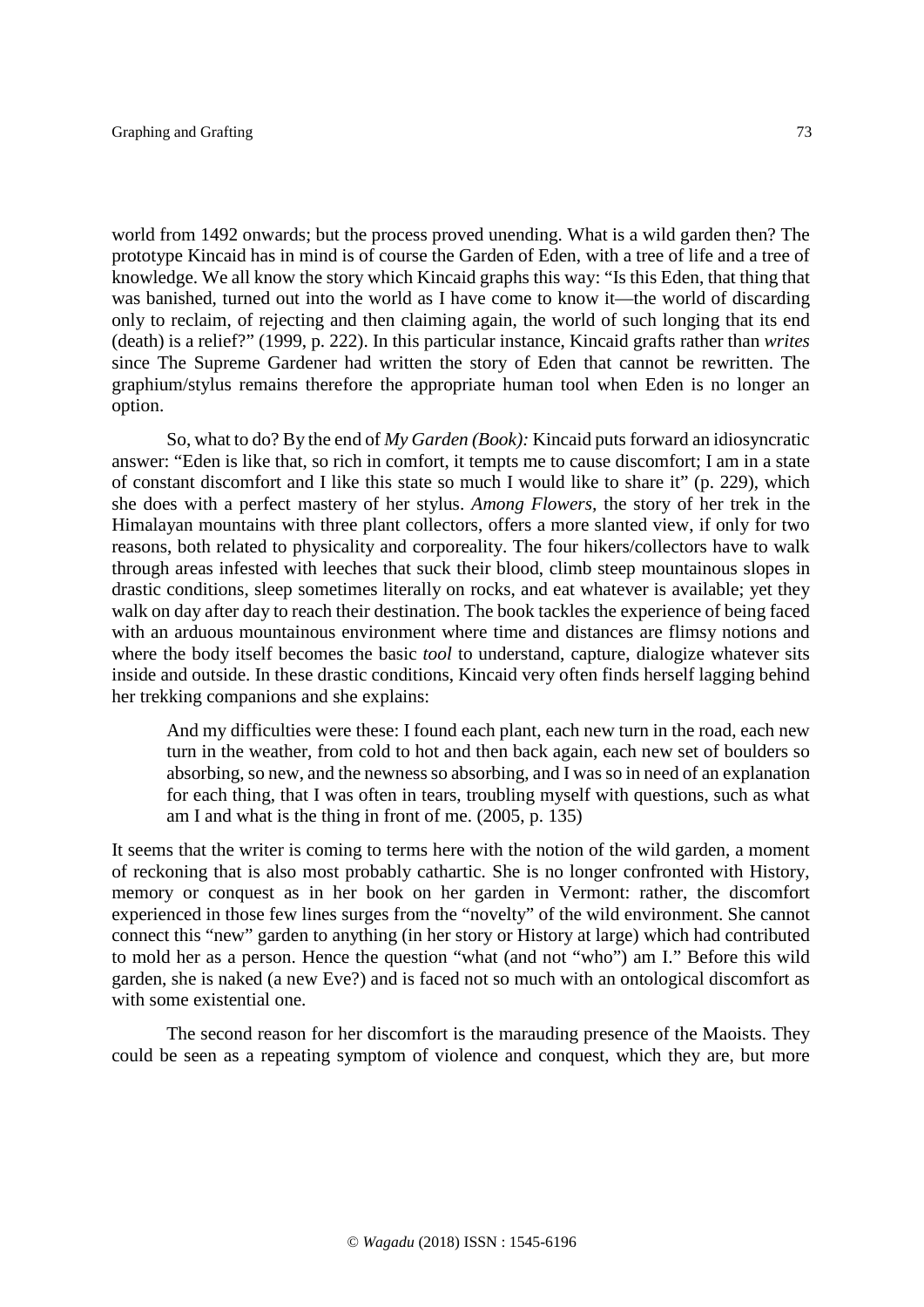world from 1492 onwards; but the process proved unending. What is a wild garden then? The prototype Kincaid has in mind is of course the Garden of Eden, with a tree of life and a tree of knowledge. We all know the story which Kincaid graphs this way: "Is this Eden, that thing that was banished, turned out into the world as I have come to know it—the world of discarding only to reclaim, of rejecting and then claiming again, the world of such longing that its end (death) is a relief?" (1999, p. 222). In this particular instance, Kincaid grafts rather than *writes* since The Supreme Gardener had written the story of Eden that cannot be rewritten. The graphium/stylus remains therefore the appropriate human tool when Eden is no longer an option.

So, what to do? By the end of *My Garden (Book):* Kincaid puts forward an idiosyncratic answer: "Eden is like that, so rich in comfort, it tempts me to cause discomfort; I am in a state of constant discomfort and I like this state so much I would like to share it" (p. 229), which she does with a perfect mastery of her stylus. *Among Flowers,* the story of her trek in the Himalayan mountains with three plant collectors, offers a more slanted view, if only for two reasons, both related to physicality and corporeality. The four hikers/collectors have to walk through areas infested with leeches that suck their blood, climb steep mountainous slopes in drastic conditions, sleep sometimes literally on rocks, and eat whatever is available; yet they walk on day after day to reach their destination. The book tackles the experience of being faced with an arduous mountainous environment where time and distances are flimsy notions and where the body itself becomes the basic *tool* to understand, capture, dialogize whatever sits inside and outside. In these drastic conditions, Kincaid very often finds herself lagging behind her trekking companions and she explains:

> And my difficulties were these: I found each plant, each new turn in the road, each new turn in the weather, from cold to hot and then back again, each new set of boulders so absorbing, so new, and the newness so absorbing, and I was so in need of an explanation for each thing, that I was often in tears, troubling myself with questions, such as what am I and what is the thing in front of me. (2005, p. 135)

It seems that the writer is coming to terms here with the notion of the wild garden, a moment of reckoning that is also most probably cathartic. She is no longer confronted with History, memory or conquest as in her book on her garden in Vermont: rather, the discomfort experienced in those few lines surges from the "novelty" of the wild environment. She cannot connect this "new" garden to anything (in her story or History at large) which had contributed to mold her as a person. Hence the question "what (and not "who") am I." Before this wild garden, she is naked (a new Eve?) and is faced not so much with an ontological discomfort as with some existential one.

The second reason for her discomfort is the marauding presence of the Maoists. They could be seen as a repeating symptom of violence and conquest, which they are, but more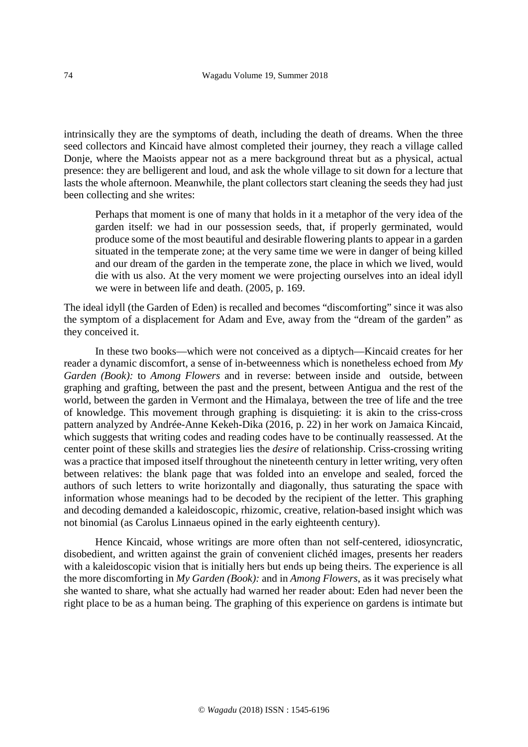intrinsically they are the symptoms of death, including the death of dreams. When the three seed collectors and Kincaid have almost completed their journey, they reach a village called Donje, where the Maoists appear not as a mere background threat but as a physical, actual presence: they are belligerent and loud, and ask the whole village to sit down for a lecture that lasts the whole afternoon. Meanwhile, the plant collectors start cleaning the seeds they had just been collecting and she writes:

> Perhaps that moment is one of many that holds in it a metaphor of the very idea of the garden itself: we had in our possession seeds, that, if properly germinated, would produce some of the most beautiful and desirable flowering plants to appear in a garden situated in the temperate zone; at the very same time we were in danger of being killed and our dream of the garden in the temperate zone, the place in which we lived, would die with us also. At the very moment we were projecting ourselves into an ideal idyll we were in between life and death. (2005, p. 169.

The ideal idyll (the Garden of Eden) is recalled and becomes "discomforting" since it was also the symptom of a displacement for Adam and Eve, away from the "dream of the garden" as they conceived it.

In these two books—which were not conceived as a diptych—Kincaid creates for her reader a dynamic discomfort, a sense of in-betweenness which is nonetheless echoed from *My Garden (Book):* to *Among Flowers* and in reverse: between inside and outside, between graphing and grafting, between the past and the present, between Antigua and the rest of the world, between the garden in Vermont and the Himalaya, between the tree of life and the tree of knowledge. This movement through graphing is disquieting: it is akin to the criss-cross pattern analyzed by Andrée-Anne Kekeh-Dika (2016, p. 22) in her work on Jamaica Kincaid, which suggests that writing codes and reading codes have to be continually reassessed. At the center point of these skills and strategies lies the *desire* of relationship. Criss-crossing writing was a practice that imposed itself throughout the nineteenth century in letter writing, very often between relatives: the blank page that was folded into an envelope and sealed, forced the authors of such letters to write horizontally and diagonally, thus saturating the space with information whose meanings had to be decoded by the recipient of the letter. This graphing and decoding demanded a kaleidoscopic, rhizomic, creative, relation-based insight which was not binomial (as Carolus Linnaeus opined in the early eighteenth century).

Hence Kincaid, whose writings are more often than not self-centered, idiosyncratic, disobedient, and written against the grain of convenient clichéd images, presents her readers with a kaleidoscopic vision that is initially hers but ends up being theirs. The experience is all the more discomforting in *My Garden (Book):* and in *Among Flowers*, as it was precisely what she wanted to share, what she actually had warned her reader about: Eden had never been the right place to be as a human being. The graphing of this experience on gardens is intimate but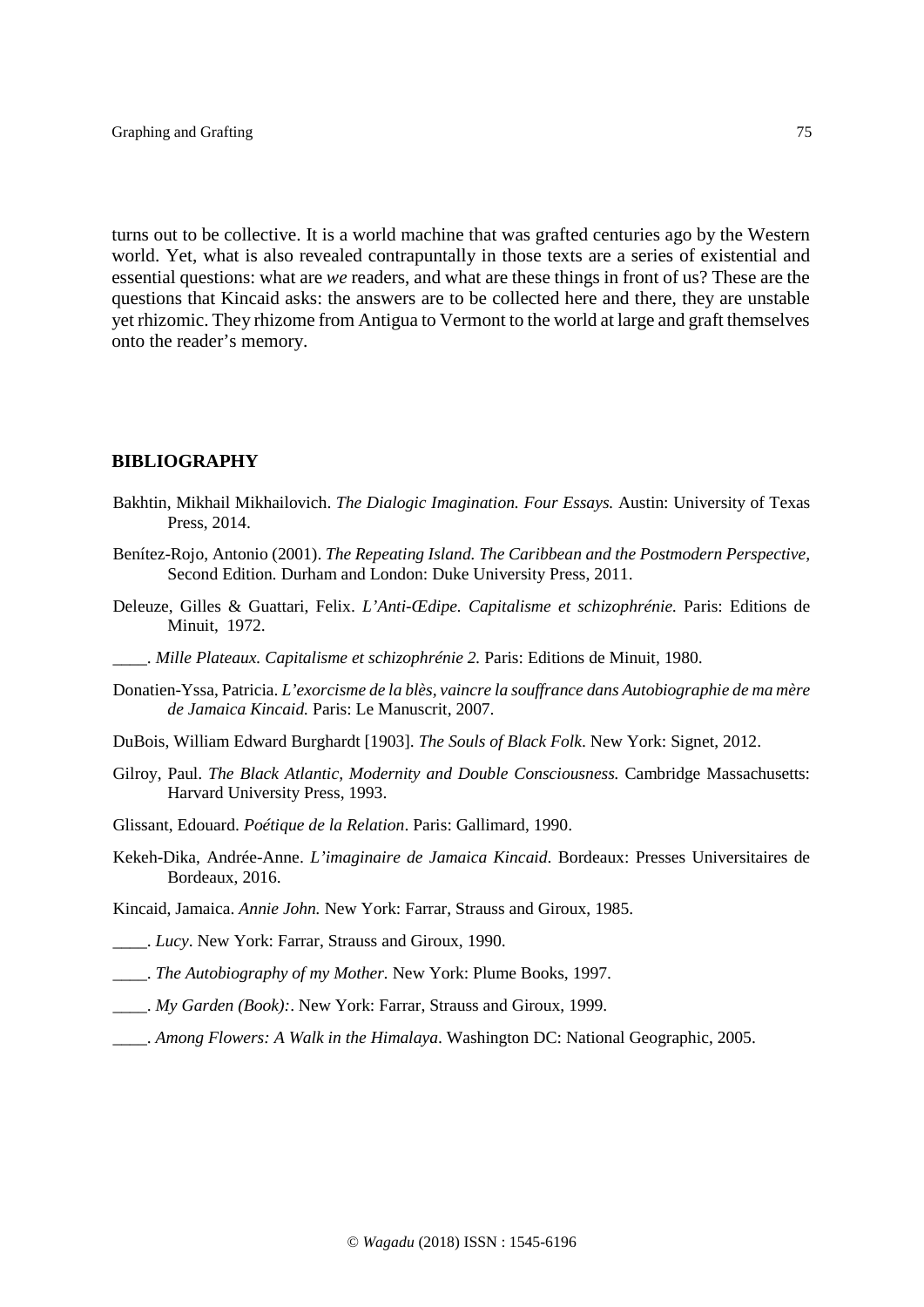turns out to be collective. It is a world machine that was grafted centuries ago by the Western world. Yet, what is also revealed contrapuntally in those texts are a series of existential and essential questions: what are *we* readers, and what are these things in front of us? These are the questions that Kincaid asks: the answers are to be collected here and there, they are unstable yet rhizomic. They rhizome from Antigua to Vermont to the world at large and graft themselves onto the reader's memory.

## BIBLIOGRAPHY

Bakhtin, Mikhail Mikhailovich. *The Dialogic Imagination. Four Essays.* Austin: University of Texas Press, 2014.

Benítez-Rojo, Antonio (2001). *The Repeating Island. The Caribbean and the Postmodern Perspective,* Second Edition*.* Durham and London: Duke University Press, 2011.

Deleuze, Gilles & Guattari, Felix. *L'Anti-Œdipe. Capitalisme et schizophrénie.* Paris: Editions de Minuit, 1972.

____. *Mille Plateaux. Capitalisme et schizophrénie 2.* Paris: Editions de Minuit, 1980.

Donatien-Yssa, Patricia. *L'exorcisme de la blès, vaincre la souffrance dans Autobiographie de ma mère de Jamaica Kincaid.* Paris: Le Manuscrit, 2007.

DuBois, William Edward Burghardt [1903]. *The Souls of Black Folk*. New York: Signet, 2012.

Gilroy, Paul. *The Black Atlantic, Modernity and Double Consciousness.* Cambridge Massachusetts: Harvard University Press, 1993.

Glissant, Edouard. *Poétique de la Relation*. Paris: Gallimard, 1990.

Kekeh-Dika, Andrée-Anne. *L'imaginaire de Jamaica Kincaid*. Bordeaux: Presses Universitaires de Bordeaux, 2016.

Kincaid, Jamaica. *Annie John.* New York: Farrar, Strauss and Giroux, 1985.

____. *Lucy*. New York: Farrar, Strauss and Giroux, 1990.

____. *The Autobiography of my Mother*. New York: Plume Books, 1997.

____. *My Garden (Book):*. New York: Farrar, Strauss and Giroux, 1999.

____. *Among Flowers: A Walk in the Himalaya*. Washington DC: National Geographic, 2005.